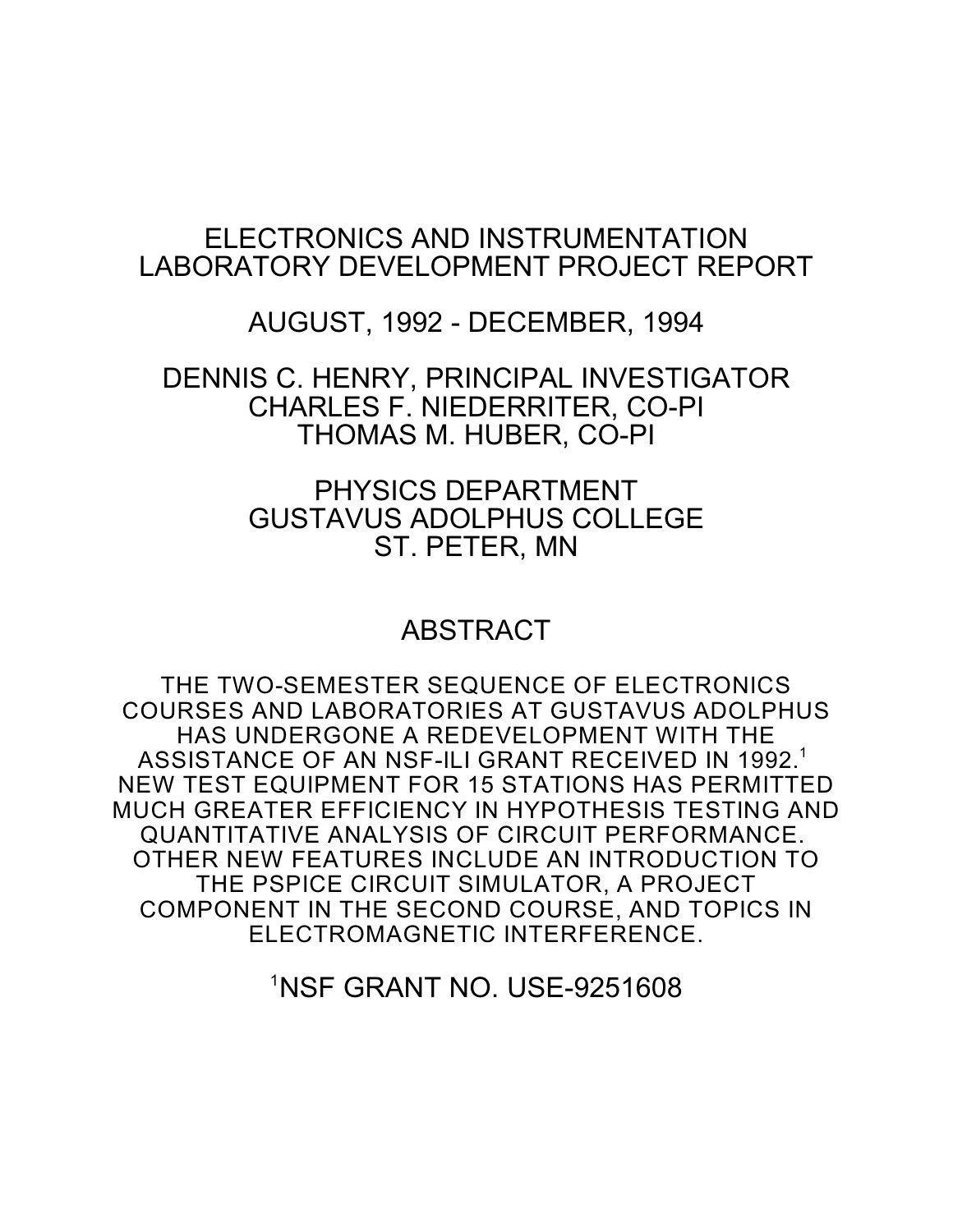# ELECTRONICS AND INSTRUMENTATION LABORATORY DEVELOPMENT PROJECT REPORT

## AUGUST, 1992 - DECEMBER, 1994

DENNIS C. HENRY, PRINCIPAL INVESTIGATOR
CHARLES F. NIEDERRITER, CO-PI
THOMAS M. HUBER, CO-PI

PHYSICS DEPARTMENT
GUSTAVUS ADOLPHUS COLLEGE
ST. PETER, MN

## ABSTRACT

THE TWO-SEMESTER SEQUENCE OF ELECTRONICS COURSES AND LABORATORIES AT GUSTAVUS ADOLPHUS HAS UNDERGONE A REDEVELOPMENT WITH THE ASSISTANCE OF AN NSF-ILI GRANT RECEIVED IN 1992.[1] NEW TEST EQUIPMENT FOR 15 STATIONS HAS PERMITTED MUCH GREATER EFFICIENCY IN HYPOTHESIS TESTING AND QUANTITATIVE ANALYSIS OF CIRCUIT PERFORMANCE. OTHER NEW FEATURES INCLUDE AN INTRODUCTION TO THE PSPICE CIRCUIT SIMULATOR, A PROJECT COMPONENT IN THE SECOND COURSE, AND TOPICS IN ELECTROMAGNETIC INTERFERENCE.

[1]NSF GRANT NO. USE-9251608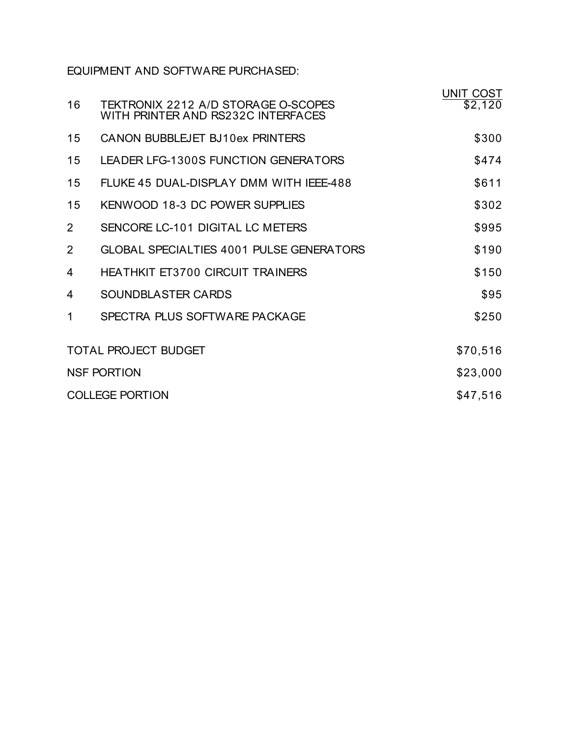EQUIPMENT AND SOFTWARE PURCHASED:

| | | UNIT COST |
|---|---|---|
| 16 | TEKTRONIX 2212 A/D STORAGE O-SCOPES WITH PRINTER AND RS232C INTERFACES | $2,120 |
| 15 | CANON BUBBLEJET BJ10ex PRINTERS | $300 |
| 15 | LEADER LFG-1300S FUNCTION GENERATORS | $474 |
| 15 | FLUKE 45 DUAL-DISPLAY DMM WITH IEEE-488 | $611 |
| 15 | KENWOOD 18-3 DC POWER SUPPLIES | $302 |
| 2 | SENCORE LC-101 DIGITAL LC METERS | $995 |
| 2 | GLOBAL SPECIALTIES 4001 PULSE GENERATORS | $190 |
| 4 | HEATHKIT ET3700 CIRCUIT TRAINERS | $150 |
| 4 | SOUNDBLASTER CARDS | $95 |
| 1 | SPECTRA PLUS SOFTWARE PACKAGE | $250 |

| | |
|---|---|
| TOTAL PROJECT BUDGET | $70,516 |
| NSF PORTION | $23,000 |
| COLLEGE PORTION | $47,516 |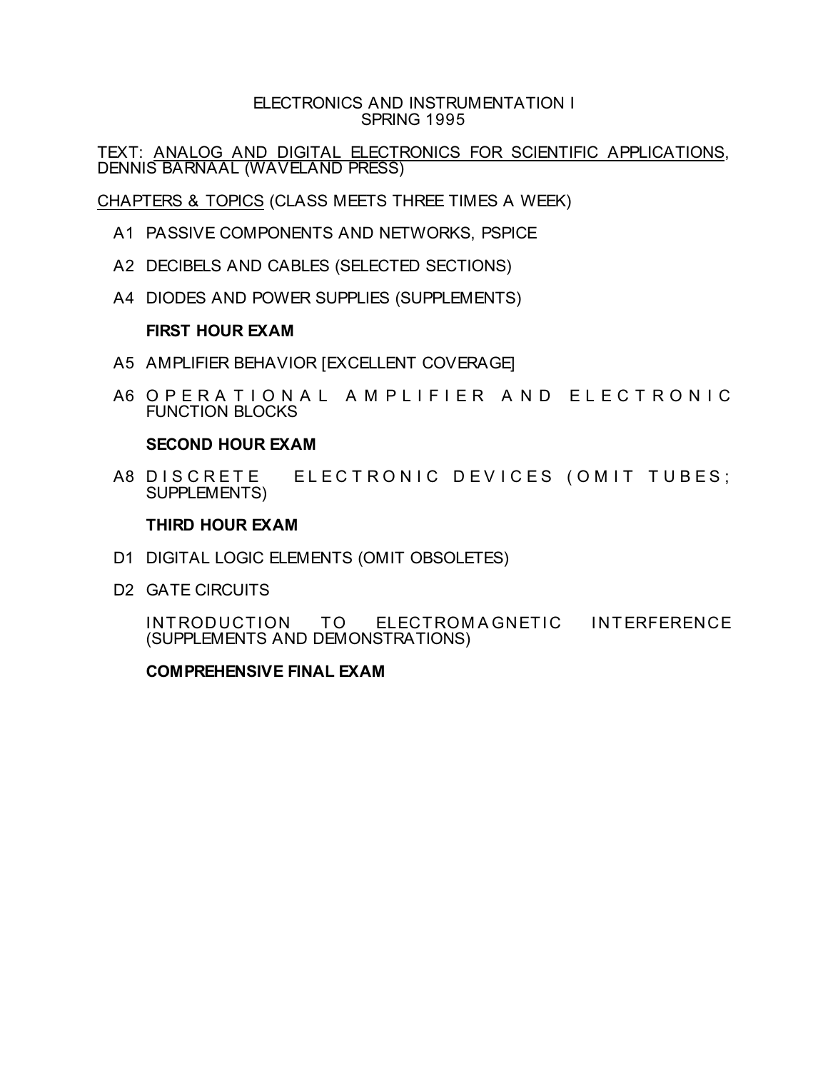# ELECTRONICS AND INSTRUMENTATION I
## SPRING 1995

TEXT: ANALOG AND DIGITAL ELECTRONICS FOR SCIENTIFIC APPLICATIONS, DENNIS BARNAAL (WAVELAND PRESS)

CHAPTERS & TOPICS (CLASS MEETS THREE TIMES A WEEK)

- A1 PASSIVE COMPONENTS AND NETWORKS, PSPICE
- A2 DECIBELS AND CABLES (SELECTED SECTIONS)
- A4 DIODES AND POWER SUPPLIES (SUPPLEMENTS)

**FIRST HOUR EXAM**

- A5 AMPLIFIER BEHAVIOR [EXCELLENT COVERAGE]
- A6 OPERATIONAL AMPLIFIER AND ELECTRONIC FUNCTION BLOCKS

**SECOND HOUR EXAM**

- A8 DISCRETE ELECTRONIC DEVICES (OMIT TUBES; SUPPLEMENTS)

**THIRD HOUR EXAM**

- D1 DIGITAL LOGIC ELEMENTS (OMIT OBSOLETES)
- D2 GATE CIRCUITS

INTRODUCTION TO ELECTROMAGNETIC INTERFERENCE (SUPPLEMENTS AND DEMONSTRATIONS)

**COMPREHENSIVE FINAL EXAM**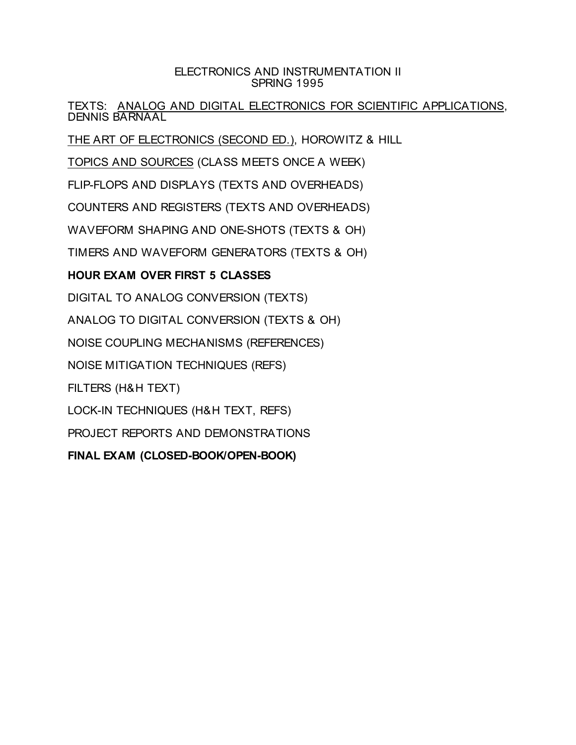# ELECTRONICS AND INSTRUMENTATION II
## SPRING 1995

TEXTS: <u>ANALOG AND DIGITAL ELECTRONICS FOR SCIENTIFIC APPLICATIONS</u>, DENNIS BARNAAL

<u>THE ART OF ELECTRONICS (SECOND ED.)</u>, HOROWITZ & HILL

<u>TOPICS AND SOURCES</u> (CLASS MEETS ONCE A WEEK)

FLIP-FLOPS AND DISPLAYS (TEXTS AND OVERHEADS)

COUNTERS AND REGISTERS (TEXTS AND OVERHEADS)

WAVEFORM SHAPING AND ONE-SHOTS (TEXTS & OH)

TIMERS AND WAVEFORM GENERATORS (TEXTS & OH)

**HOUR EXAM OVER FIRST 5 CLASSES**

DIGITAL TO ANALOG CONVERSION (TEXTS)

ANALOG TO DIGITAL CONVERSION (TEXTS & OH)

NOISE COUPLING MECHANISMS (REFERENCES)

NOISE MITIGATION TECHNIQUES (REFS)

FILTERS (H&H TEXT)

LOCK-IN TECHNIQUES (H&H TEXT, REFS)

PROJECT REPORTS AND DEMONSTRATIONS

**FINAL EXAM (CLOSED-BOOK/OPEN-BOOK)**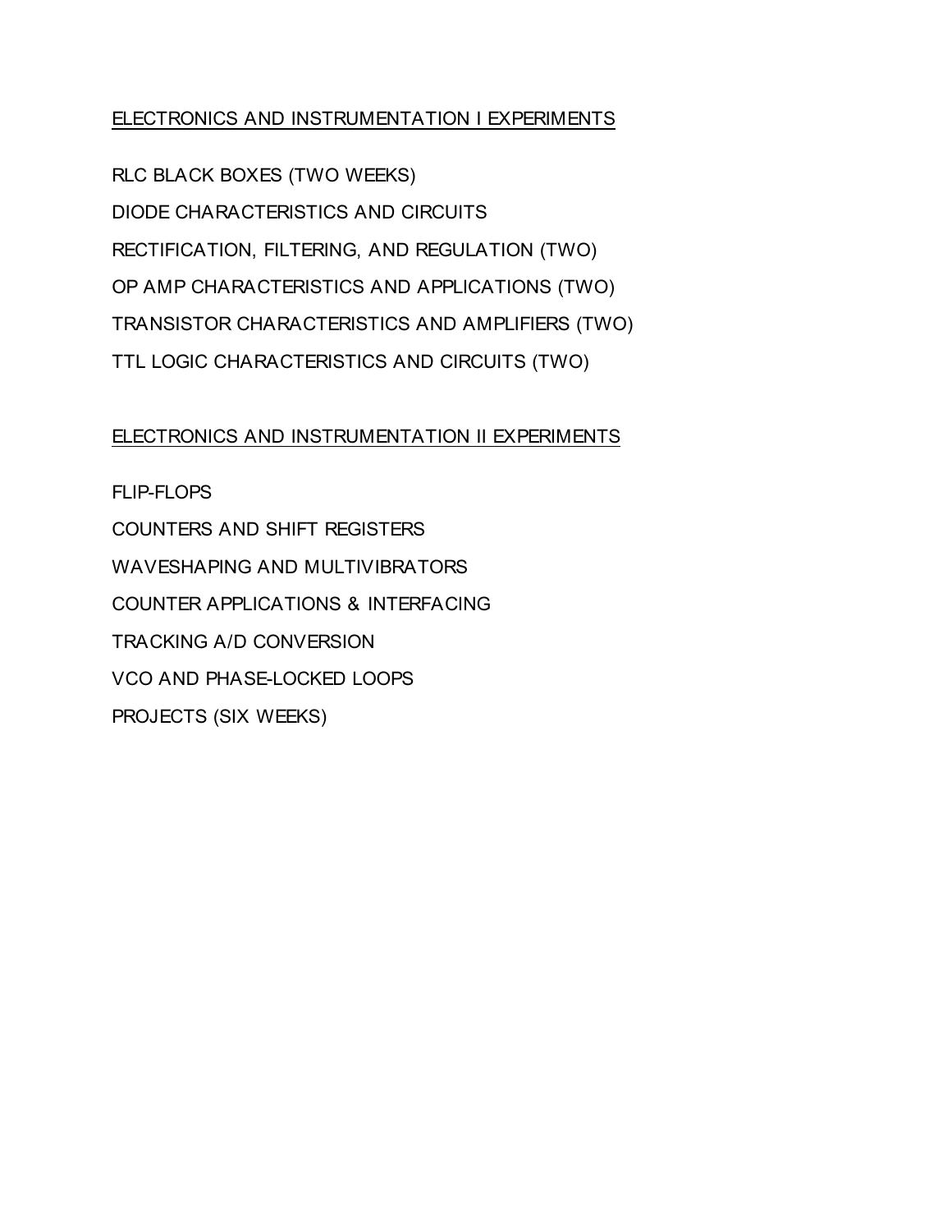## ELECTRONICS AND INSTRUMENTATION I EXPERIMENTS

RLC BLACK BOXES (TWO WEEKS)

DIODE CHARACTERISTICS AND CIRCUITS

RECTIFICATION, FILTERING, AND REGULATION (TWO)

OP AMP CHARACTERISTICS AND APPLICATIONS (TWO)

TRANSISTOR CHARACTERISTICS AND AMPLIFIERS (TWO)

TTL LOGIC CHARACTERISTICS AND CIRCUITS (TWO)

## ELECTRONICS AND INSTRUMENTATION II EXPERIMENTS

FLIP-FLOPS

COUNTERS AND SHIFT REGISTERS

WAVESHAPING AND MULTIVIBRATORS

COUNTER APPLICATIONS & INTERFACING

TRACKING A/D CONVERSION

VCO AND PHASE-LOCKED LOOPS

PROJECTS (SIX WEEKS)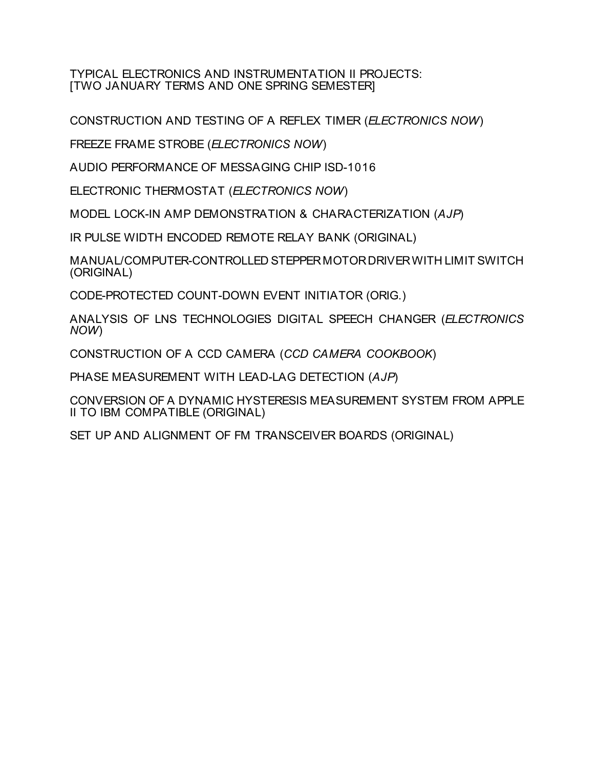TYPICAL ELECTRONICS AND INSTRUMENTATION II PROJECTS:
[TWO JANUARY TERMS AND ONE SPRING SEMESTER]

CONSTRUCTION AND TESTING OF A REFLEX TIMER (*ELECTRONICS NOW*)

FREEZE FRAME STROBE (*ELECTRONICS NOW*)

AUDIO PERFORMANCE OF MESSAGING CHIP ISD-1016

ELECTRONIC THERMOSTAT (*ELECTRONICS NOW*)

MODEL LOCK-IN AMP DEMONSTRATION & CHARACTERIZATION (*AJP*)

IR PULSE WIDTH ENCODED REMOTE RELAY BANK (ORIGINAL)

MANUAL/COMPUTER-CONTROLLED STEPPER MOTOR DRIVER WITH LIMIT SWITCH (ORIGINAL)

CODE-PROTECTED COUNT-DOWN EVENT INITIATOR (ORIG.)

ANALYSIS OF LNS TECHNOLOGIES DIGITAL SPEECH CHANGER (*ELECTRONICS NOW*)

CONSTRUCTION OF A CCD CAMERA (*CCD CAMERA COOKBOOK*)

PHASE MEASUREMENT WITH LEAD-LAG DETECTION (*AJP*)

CONVERSION OF A DYNAMIC HYSTERESIS MEASUREMENT SYSTEM FROM APPLE II TO IBM COMPATIBLE (ORIGINAL)

SET UP AND ALIGNMENT OF FM TRANSCEIVER BOARDS (ORIGINAL)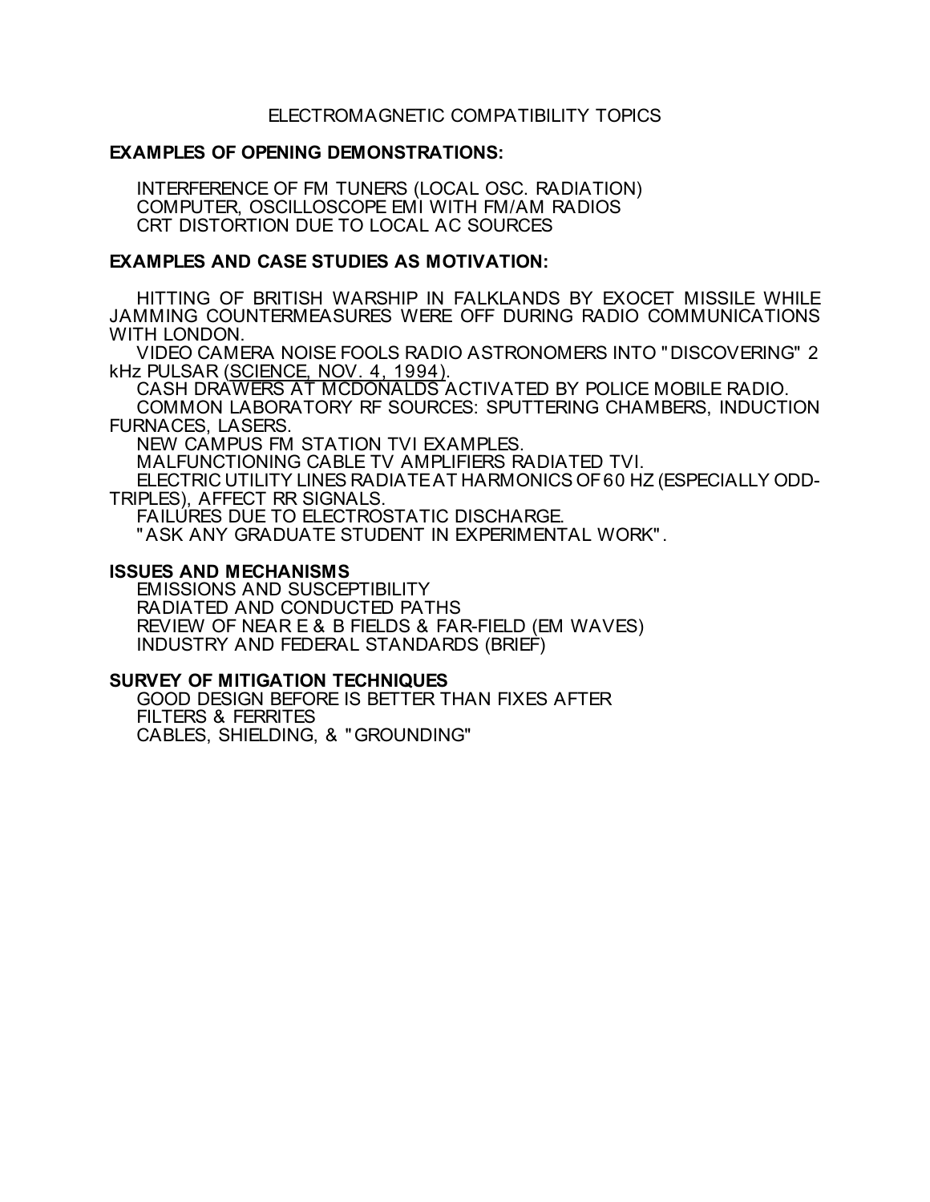# ELECTROMAGNETIC COMPATIBILITY TOPICS

**EXAMPLES OF OPENING DEMONSTRATIONS:**

INTERFERENCE OF FM TUNERS (LOCAL OSC. RADIATION)
COMPUTER, OSCILLOSCOPE EMI WITH FM/AM RADIOS
CRT DISTORTION DUE TO LOCAL AC SOURCES

**EXAMPLES AND CASE STUDIES AS MOTIVATION:**

HITTING OF BRITISH WARSHIP IN FALKLANDS BY EXOCET MISSILE WHILE JAMMING COUNTERMEASURES WERE OFF DURING RADIO COMMUNICATIONS WITH LONDON.

VIDEO CAMERA NOISE FOOLS RADIO ASTRONOMERS INTO "DISCOVERING" 2 kHz PULSAR (SCIENCE, NOV. 4, 1994).

CASH DRAWERS AT MCDONALDS ACTIVATED BY POLICE MOBILE RADIO.

COMMON LABORATORY RF SOURCES: SPUTTERING CHAMBERS, INDUCTION FURNACES, LASERS.

NEW CAMPUS FM STATION TVI EXAMPLES.

MALFUNCTIONING CABLE TV AMPLIFIERS RADIATED TVI.

ELECTRIC UTILITY LINES RADIATE AT HARMONICS OF 60 HZ (ESPECIALLY ODD-TRIPLES), AFFECT RR SIGNALS.

FAILURES DUE TO ELECTROSTATIC DISCHARGE.

"ASK ANY GRADUATE STUDENT IN EXPERIMENTAL WORK".

**ISSUES AND MECHANISMS**

EMISSIONS AND SUSCEPTIBILITY
RADIATED AND CONDUCTED PATHS
REVIEW OF NEAR E & B FIELDS & FAR-FIELD (EM WAVES)
INDUSTRY AND FEDERAL STANDARDS (BRIEF)

**SURVEY OF MITIGATION TECHNIQUES**

GOOD DESIGN BEFORE IS BETTER THAN FIXES AFTER
FILTERS & FERRITES
CABLES, SHIELDING, & "GROUNDING"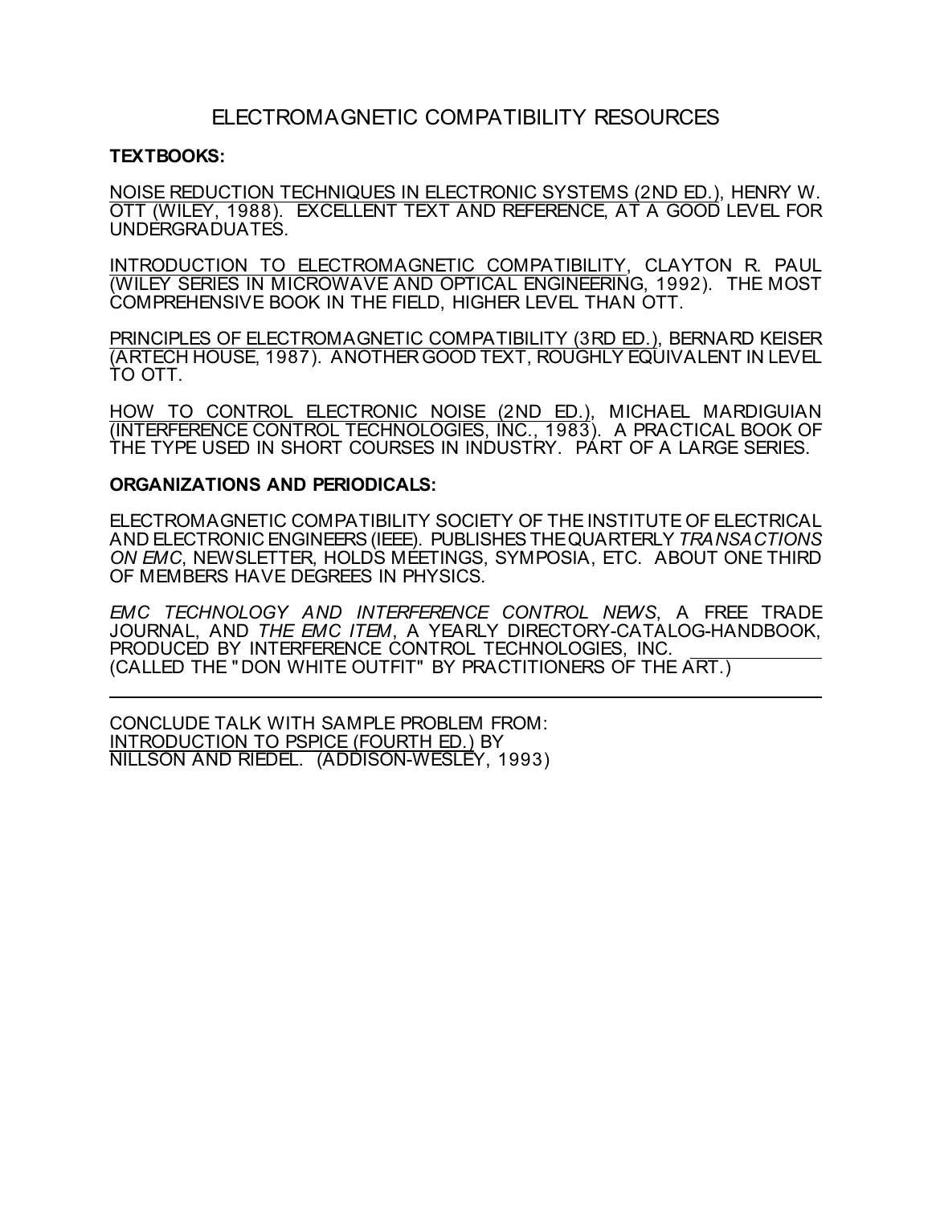# ELECTROMAGNETIC COMPATIBILITY RESOURCES

**TEXTBOOKS:**

NOISE REDUCTION TECHNIQUES IN ELECTRONIC SYSTEMS (2ND ED.), HENRY W. OTT (WILEY, 1988). EXCELLENT TEXT AND REFERENCE, AT A GOOD LEVEL FOR UNDERGRADUATES.

INTRODUCTION TO ELECTROMAGNETIC COMPATIBILITY, CLAYTON R. PAUL (WILEY SERIES IN MICROWAVE AND OPTICAL ENGINEERING, 1992). THE MOST COMPREHENSIVE BOOK IN THE FIELD, HIGHER LEVEL THAN OTT.

PRINCIPLES OF ELECTROMAGNETIC COMPATIBILITY (3RD ED.), BERNARD KEISER (ARTECH HOUSE, 1987). ANOTHER GOOD TEXT, ROUGHLY EQUIVALENT IN LEVEL TO OTT.

HOW TO CONTROL ELECTRONIC NOISE (2ND ED.), MICHAEL MARDIGUIAN (INTERFERENCE CONTROL TECHNOLOGIES, INC., 1983). A PRACTICAL BOOK OF THE TYPE USED IN SHORT COURSES IN INDUSTRY. PART OF A LARGE SERIES.

**ORGANIZATIONS AND PERIODICALS:**

ELECTROMAGNETIC COMPATIBILITY SOCIETY OF THE INSTITUTE OF ELECTRICAL AND ELECTRONIC ENGINEERS (IEEE). PUBLISHES THE QUARTERLY *TRANSACTIONS ON EMC*, NEWSLETTER, HOLDS MEETINGS, SYMPOSIA, ETC. ABOUT ONE THIRD OF MEMBERS HAVE DEGREES IN PHYSICS.

*EMC TECHNOLOGY AND INTERFERENCE CONTROL NEWS*, A FREE TRADE JOURNAL, AND *THE EMC ITEM*, A YEARLY DIRECTORY-CATALOG-HANDBOOK, PRODUCED BY INTERFERENCE CONTROL TECHNOLOGIES, INC. (CALLED THE "DON WHITE OUTFIT" BY PRACTITIONERS OF THE ART.)

---

CONCLUDE TALK WITH SAMPLE PROBLEM FROM: INTRODUCTION TO PSPICE (FOURTH ED.) BY NILLSON AND RIEDEL. (ADDISON-WESLEY, 1993)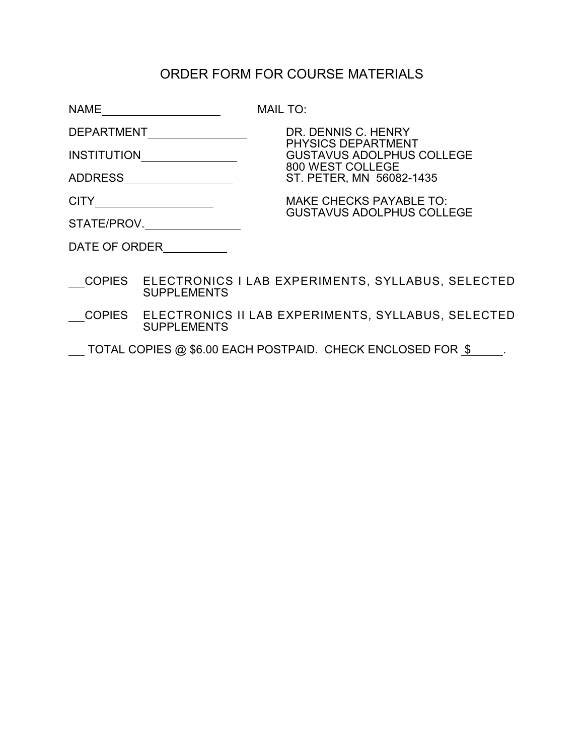# ORDER FORM FOR COURSE MATERIALS

NAME\_\_\_\_\_\_\_\_\_\_\_\_\_\_\_\_\_\_\_\_

DEPARTMENT\_\_\_\_\_\_\_\_\_\_\_\_\_\_\_\_\_\_\_\_

INSTITUTION\_\_\_\_\_\_\_\_\_\_\_\_\_\_\_\_\_\_\_\_

ADDRESS\_\_\_\_\_\_\_\_\_\_\_\_\_\_\_\_\_\_\_\_

CITY\_\_\_\_\_\_\_\_\_\_\_\_\_\_\_\_\_\_\_\_

STATE/PROV.\_\_\_\_\_\_\_\_\_\_\_\_\_\_\_\_\_\_\_\_

DATE OF ORDER\_\_\_\_\_\_\_\_\_\_

MAIL TO:

DR. DENNIS C. HENRY
PHYSICS DEPARTMENT
GUSTAVUS ADOLPHUS COLLEGE
800 WEST COLLEGE
ST. PETER, MN 56082-1435

MAKE CHECKS PAYABLE TO:
GUSTAVUS ADOLPHUS COLLEGE

\_\_\_COPIES ELECTRONICS I LAB EXPERIMENTS, SYLLABUS, SELECTED SUPPLEMENTS

\_\_\_COPIES ELECTRONICS II LAB EXPERIMENTS, SYLLABUS, SELECTED SUPPLEMENTS

\_\_\_ TOTAL COPIES @ $6.00 EACH POSTPAID. CHECK ENCLOSED FOR $\_\_\_\_\_\_.